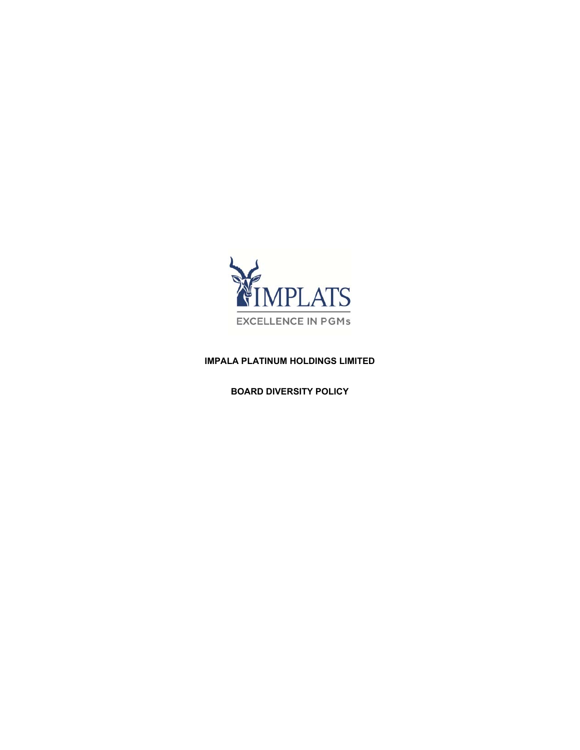IMPLATS

EXCELLENCE IN PGMs

# IMPALA PLATINUM HOLDINGS LIMITED

## BOARD DIVERSITY POLICY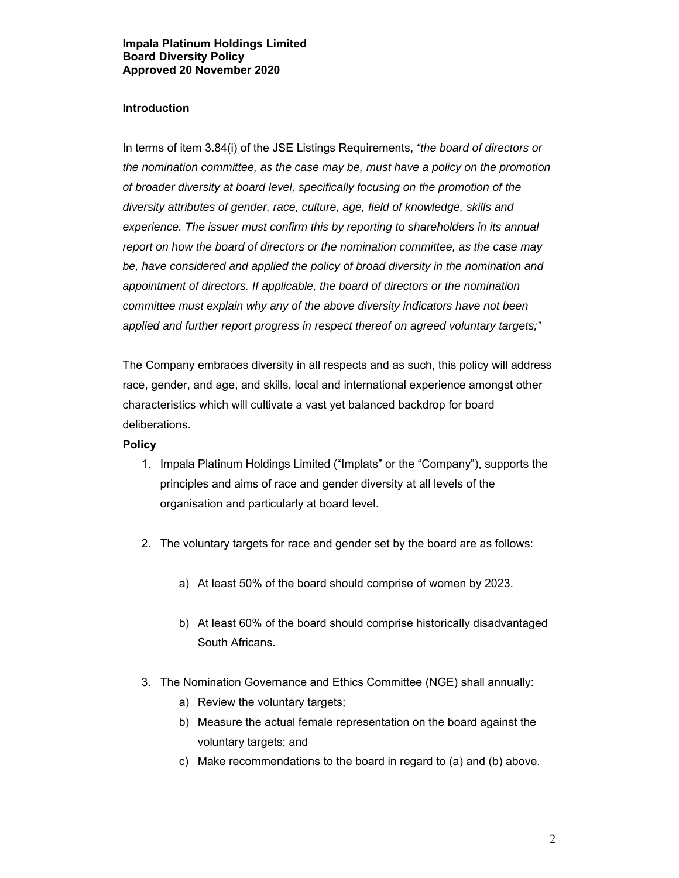**Impala Platinum Holdings Limited**
**Board Diversity Policy**
**Approved 20 November 2020**

## Introduction

In terms of item 3.84(i) of the JSE Listings Requirements, *"the board of directors or the nomination committee, as the case may be, must have a policy on the promotion of broader diversity at board level, specifically focusing on the promotion of the diversity attributes of gender, race, culture, age, field of knowledge, skills and experience. The issuer must confirm this by reporting to shareholders in its annual report on how the board of directors or the nomination committee, as the case may be, have considered and applied the policy of broad diversity in the nomination and appointment of directors. If applicable, the board of directors or the nomination committee must explain why any of the above diversity indicators have not been applied and further report progress in respect thereof on agreed voluntary targets;"*

The Company embraces diversity in all respects and as such, this policy will address race, gender, and age, and skills, local and international experience amongst other characteristics which will cultivate a vast yet balanced backdrop for board deliberations.

## Policy

1. Impala Platinum Holdings Limited ("Implats" or the "Company"), supports the principles and aims of race and gender diversity at all levels of the organisation and particularly at board level.

2. The voluntary targets for race and gender set by the board are as follows:

   a) At least 50% of the board should comprise of women by 2023.

   b) At least 60% of the board should comprise historically disadvantaged South Africans.

3. The Nomination Governance and Ethics Committee (NGE) shall annually:
   a) Review the voluntary targets;
   b) Measure the actual female representation on the board against the voluntary targets; and
   c) Make recommendations to the board in regard to (a) and (b) above.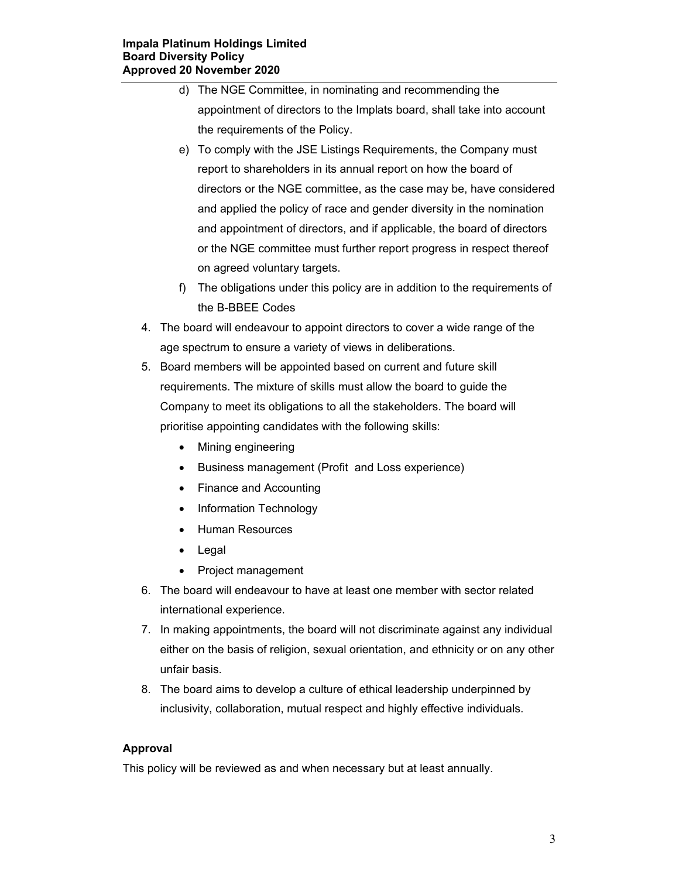d) The NGE Committee, in nominating and recommending the appointment of directors to the Implats board, shall take into account the requirements of the Policy.

e) To comply with the JSE Listings Requirements, the Company must report to shareholders in its annual report on how the board of directors or the NGE committee, as the case may be, have considered and applied the policy of race and gender diversity in the nomination and appointment of directors, and if applicable, the board of directors or the NGE committee must further report progress in respect thereof on agreed voluntary targets.

f) The obligations under this policy are in addition to the requirements of the B-BBEE Codes

4. The board will endeavour to appoint directors to cover a wide range of the age spectrum to ensure a variety of views in deliberations.
5. Board members will be appointed based on current and future skill requirements. The mixture of skills must allow the board to guide the Company to meet its obligations to all the stakeholders. The board will prioritise appointing candidates with the following skills:
   - Mining engineering
   - Business management (Profit  and Loss experience)
   - Finance and Accounting
   - Information Technology
   - Human Resources
   - Legal
   - Project management
6. The board will endeavour to have at least one member with sector related international experience.
7. In making appointments, the board will not discriminate against any individual either on the basis of religion, sexual orientation, and ethnicity or on any other unfair basis.
8. The board aims to develop a culture of ethical leadership underpinned by inclusivity, collaboration, mutual respect and highly effective individuals.

**Approval**

This policy will be reviewed as and when necessary but at least annually.